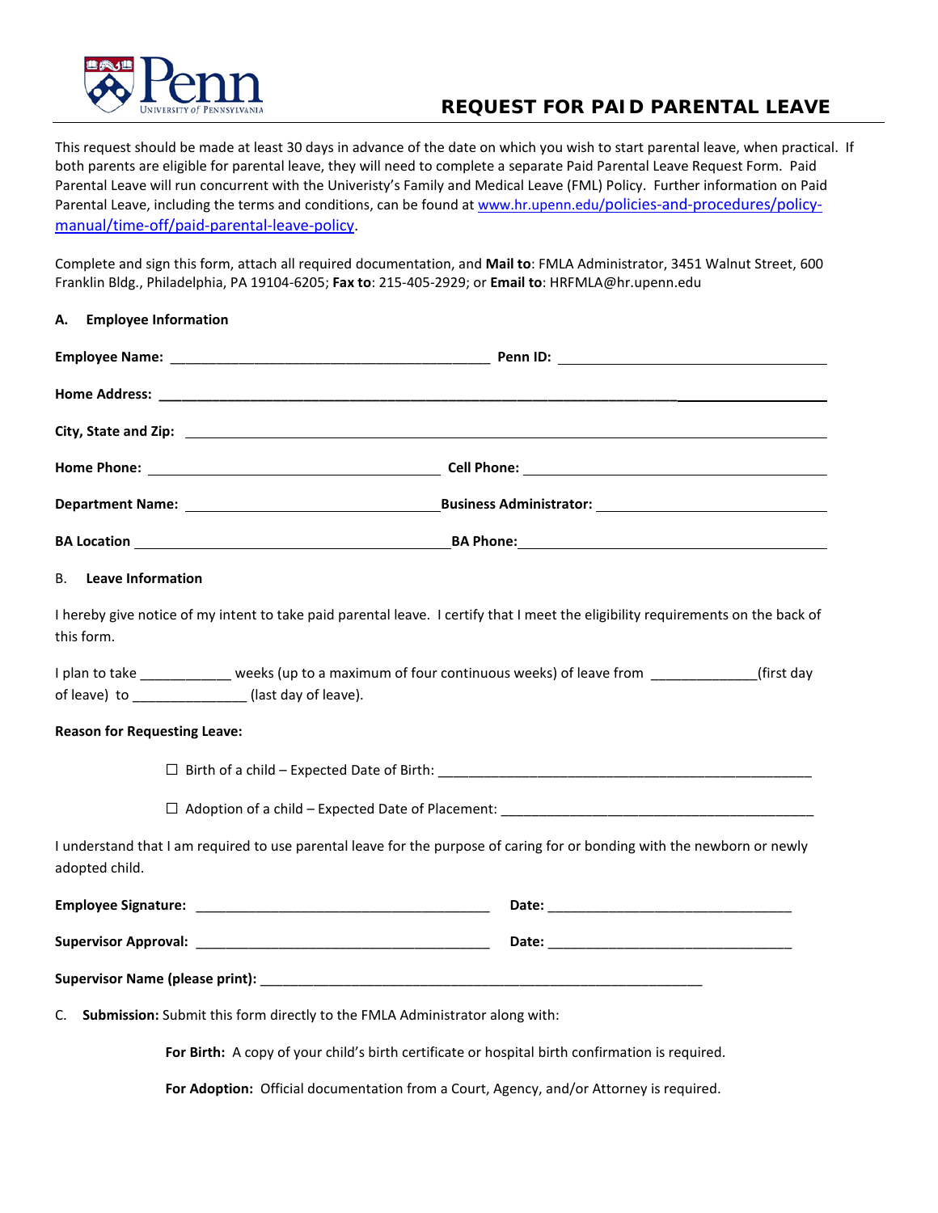# REQUEST FOR PAID PARENTAL LEAVE

This request should be made at least 30 days in advance of the date on which you wish to start parental leave, when practical. If both parents are eligible for parental leave, they will need to complete a separate Paid Parental Leave Request Form. Paid Parental Leave will run concurrent with the Univeristy's Family and Medical Leave (FML) Policy. Further information on Paid Parental Leave, including the terms and conditions, can be found at [www.hr.upenn.edu/policies-and-procedures/policy-manual/time-off/paid-parental-leave-policy](www.hr.upenn.edu/policies-and-procedures/policy-manual/time-off/paid-parental-leave-policy).

Complete and sign this form, attach all required documentation, and **Mail to**: FMLA Administrator, 3451 Walnut Street, 600 Franklin Bldg., Philadelphia, PA 19104-6205; **Fax to**: 215-405-2929; or **Email to**: HRFMLA@hr.upenn.edu

## A. Employee Information

**Employee Name:** ________________________ **Penn ID:** ________________________

**Home Address:** ______________________________________________

**City, State and Zip:** ______________________________________________

**Home Phone:** ________________________ **Cell Phone:** ________________________

**Department Name:** ________________________ **Business Administrator:** ________________________

**BA Location** ________________________ **BA Phone:** ________________________

## B. Leave Information

I hereby give notice of my intent to take paid parental leave. I certify that I meet the eligibility requirements on the back of this form.

I plan to take ____________ weeks (up to a maximum of four continuous weeks) of leave from ______________(first day of leave) to _______________ (last day of leave).

**Reason for Requesting Leave:**

☐ Birth of a child – Expected Date of Birth: ______________________________

☐ Adoption of a child – Expected Date of Placement: ______________________________

I understand that I am required to use parental leave for the purpose of caring for or bonding with the newborn or newly adopted child.

**Employee Signature:** ________________________ **Date:** ________________________

**Supervisor Approval:** ________________________ **Date:** ________________________

**Supervisor Name (please print):** ______________________________________

C. **Submission:** Submit this form directly to the FMLA Administrator along with:

**For Birth:** A copy of your child's birth certificate or hospital birth confirmation is required.

**For Adoption:** Official documentation from a Court, Agency, and/or Attorney is required.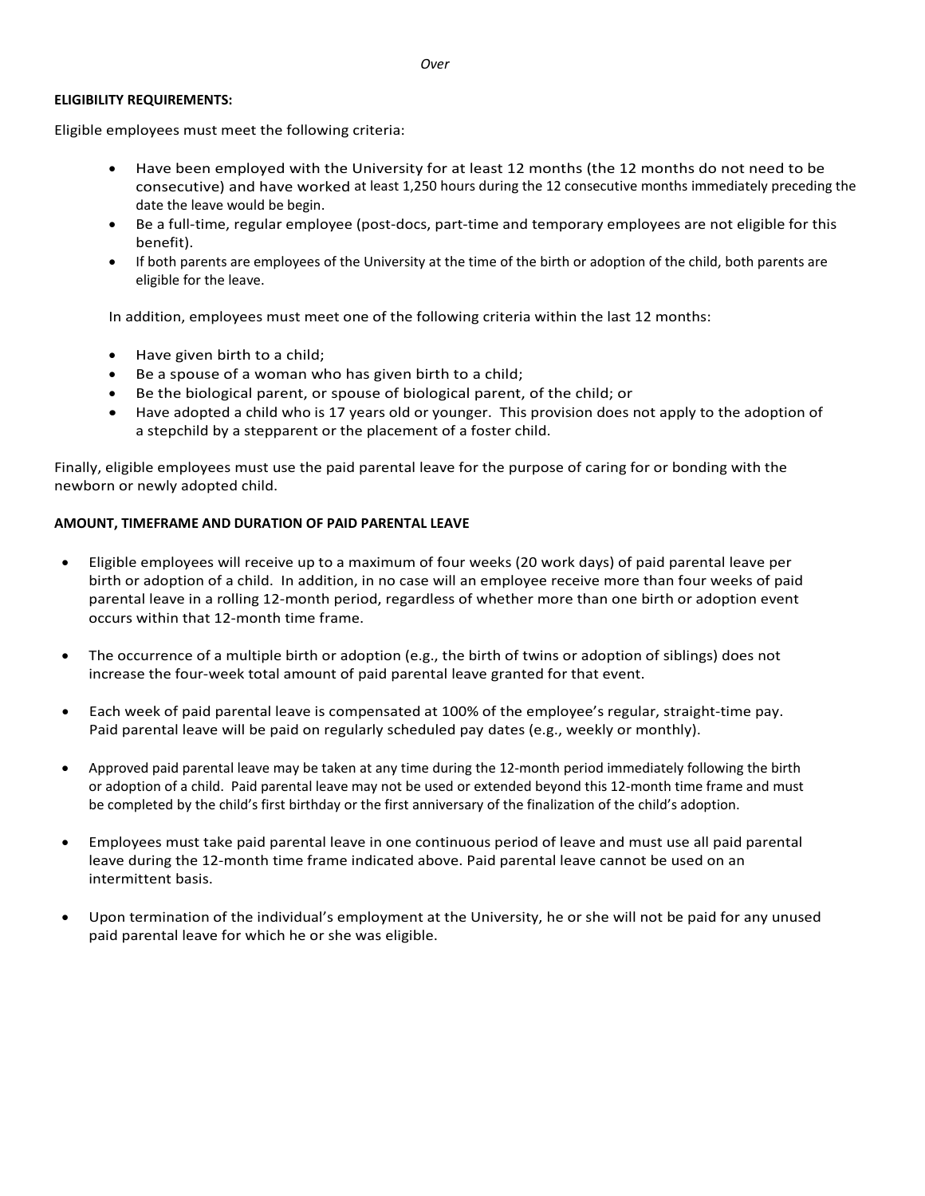*Over*

**ELIGIBILITY REQUIREMENTS:**

Eligible employees must meet the following criteria:

- Have been employed with the University for at least 12 months (the 12 months do not need to be consecutive) and have worked at least 1,250 hours during the 12 consecutive months immediately preceding the date the leave would be begin.
- Be a full-time, regular employee (post-docs, part-time and temporary employees are not eligible for this benefit).
- If both parents are employees of the University at the time of the birth or adoption of the child, both parents are eligible for the leave.

In addition, employees must meet one of the following criteria within the last 12 months:

- Have given birth to a child;
- Be a spouse of a woman who has given birth to a child;
- Be the biological parent, or spouse of biological parent, of the child; or
- Have adopted a child who is 17 years old or younger. This provision does not apply to the adoption of a stepchild by a stepparent or the placement of a foster child.

Finally, eligible employees must use the paid parental leave for the purpose of caring for or bonding with the newborn or newly adopted child.

**AMOUNT, TIMEFRAME AND DURATION OF PAID PARENTAL LEAVE**

- Eligible employees will receive up to a maximum of four weeks (20 work days) of paid parental leave per birth or adoption of a child. In addition, in no case will an employee receive more than four weeks of paid parental leave in a rolling 12-month period, regardless of whether more than one birth or adoption event occurs within that 12-month time frame.

- The occurrence of a multiple birth or adoption (e.g., the birth of twins or adoption of siblings) does not increase the four-week total amount of paid parental leave granted for that event.

- Each week of paid parental leave is compensated at 100% of the employee's regular, straight-time pay. Paid parental leave will be paid on regularly scheduled pay dates (e.g., weekly or monthly).

- Approved paid parental leave may be taken at any time during the 12-month period immediately following the birth or adoption of a child. Paid parental leave may not be used or extended beyond this 12-month time frame and must be completed by the child's first birthday or the first anniversary of the finalization of the child's adoption.

- Employees must take paid parental leave in one continuous period of leave and must use all paid parental leave during the 12-month time frame indicated above. Paid parental leave cannot be used on an intermittent basis.

- Upon termination of the individual's employment at the University, he or she will not be paid for any unused paid parental leave for which he or she was eligible.